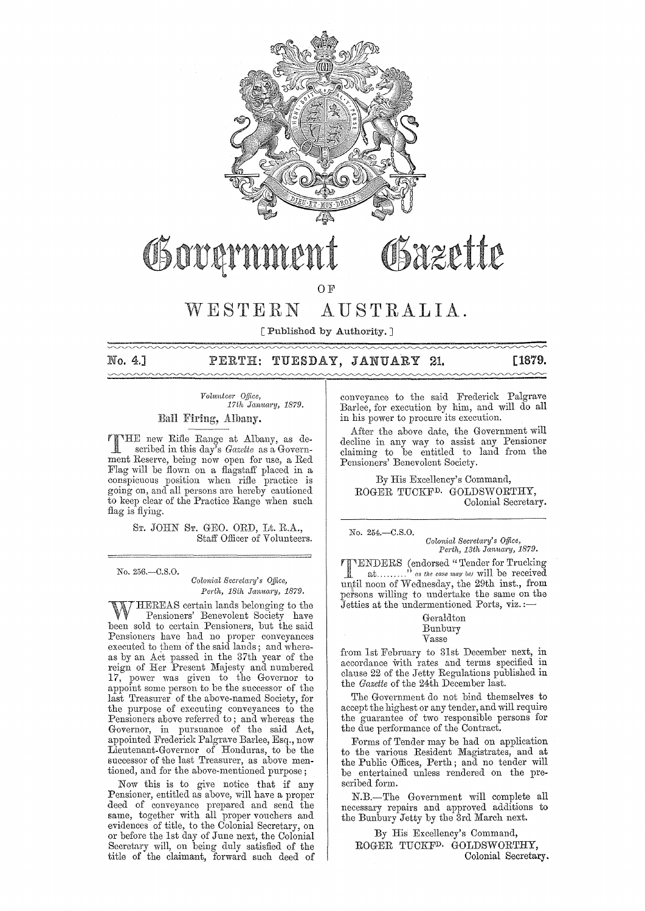# Government Gazette

OF

# WESTERN AUSTRALIA.

[ Published by Authority. ]

**No. 4.] PERTH: TUESDAY, JANUARY 21. [1879.**

*Volunteer Office,*
*17th January, 1879.*

## Ball Firing, Albany.

THE new Rifle Range at Albany, as described in this day's *Gazette* as a Government Reserve, being now open for use, a Red Flag will be flown on a flagstaff placed in a conspicuous position when rifle practice is going on, and all persons are hereby cautioned to keep clear of the Practice Range when such flag is flying.

ST. JOHN ST. GEO. ORD, Lt. R.A.,
Staff Officer of Volunteers.

---

No. 256.—C.S.O.

*Colonial Secretary's Office,*
*Perth, 18th January, 1879.*

WHEREAS certain lands belonging to the Pensioners' Benevolent Society have been sold to certain Pensioners, but the said Pensioners have had no proper conveyances executed to them of the said lands; and whereas by an Act passed in the 37th year of the reign of Her Present Majesty and numbered 17, power was given to the Governor to appoint some person to be the successor of the last Treasurer of the above-named Society, for the purpose of executing conveyances to the Pensioners above referred to; and whereas the Governor, in pursuance of the said Act, appointed Frederick Palgrave Barlee, Esq., now Lieutenant-Governor of Honduras, to be the successor of the last Treasurer, as above mentioned, and for the above-mentioned purpose;

Now this is to give notice that if any Pensioner, entitled as above, will have a proper deed of conveyance prepared and send the same, together with all proper vouchers and evidences of title, to the Colonial Secretary, on or before the 1st day of June next, the Colonial Secretary will, on being duly satisfied of the title of the claimant, forward such deed of conveyance to the said Frederick Palgrave Barlee, for execution by him, and will do all in his power to procure its execution.

After the above date, the Government will decline in any way to assist any Pensioner claiming to be entitled to land from the Pensioners' Benevolent Society.

By His Excellency's Command,
ROGER TUCKF[D]. GOLDSWORTHY,
Colonial Secretary.

---

No. 254.—C.S.O.

*Colonial Secretary's Office,*
*Perth, 13th January, 1879.*

TENDERS (endorsed "Tender for Trucking at........" *as the case may be*) will be received until noon of Wednesday, the 29th inst., from persons willing to undertake the same on the Jetties at the undermentioned Ports, viz.:—

Geraldton
Bunbury
Vasse

from 1st February to 31st December next, in accordance with rates and terms specified in clause 22 of the Jetty Regulations published in the *Gazette* of the 24th December last.

The Government do not bind themselves to accept the highest or any tender, and will require the guarantee of two responsible persons for the due performance of the Contract.

Forms of Tender may be had on application to the various Resident Magistrates, and at the Public Offices, Perth; and no tender will be entertained unless rendered on the prescribed form.

N.B.—The Government will complete all necessary repairs and approved additions to the Bunbury Jetty by the 3rd March next.

By His Excellency's Command,
ROGER TUCKF[D]. GOLDSWORTHY,
Colonial Secretary.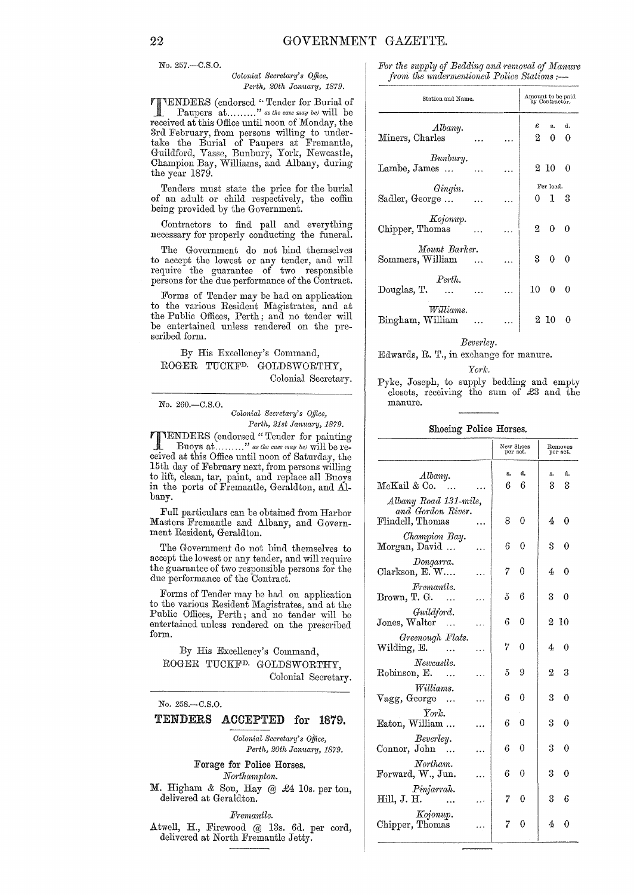No. 257.—C.S.O.

*Colonial Secretary's Office,*
*Perth, 20th January, 1879.*

TENDERS (endorsed "Tender for Burial of Paupers at........." *as the case may be*) will be received at this Office until noon of Monday, the 3rd February, from persons willing to undertake the Burial of Paupers at Fremantle, Guildford, Vasse, Bunbury, York, Newcastle, Champion Bay, Williams, and Albany, during the year 1879.

Tenders must state the price for the burial of an adult or child respectively, the coffin being provided by the Government.

Contractors to find pall and everything necessary for properly conducting the funeral.

The Government do not bind themselves to accept the lowest or any tender, and will require the guarantee of two responsible persons for the due performance of the Contract.

Forms of Tender may be had on application to the various Resident Magistrates, and at the Public Offices, Perth; and no tender will be entertained unless rendered on the prescribed form.

By His Excellency's Command,
ROGER TUCKFD. GOLDSWORTHY,
Colonial Secretary.

---

No. 260.—C.S.O.

*Colonial Secretary's Office,*
*Perth, 21st January, 1879.*

TENDERS (endorsed "Tender for painting Buoys at........." *as the case may be*) will be received at this Office until noon of Saturday, the 15th day of February next, from persons willing to lift, clean, tar, paint, and replace all Buoys in the ports of Fremantle, Geraldton, and Albany.

Full particulars can be obtained from Harbor Masters Fremantle and Albany, and Government Resident, Geraldton.

The Government do not bind themselves to accept the lowest or any tender, and will require the guarantee of two responsible persons for the due performance of the Contract.

Forms of Tender may be had on application to the various Resident Magistrates, and at the Public Offices, Perth; and no tender will be entertained unless rendered on the prescribed form.

By His Excellency's Command,
ROGER TUCKFD. GOLDSWORTHY,
Colonial Secretary.

---

No. 258.—C.S.O.

## TENDERS ACCEPTED for 1879.

*Colonial Secretary's Office,*
*Perth, 20th January, 1879.*

### Forage for Police Horses.

*Northampton.*

M. Higham & Son, Hay @ £4 10s. per ton, delivered at Geraldton.

*Fremantle.*

Atwell, H., Firewood @ 13s. 6d. per cord, delivered at North Fremantle Jetty.

---

*For the supply of Bedding and removal of Manure from the undermentioned Police Stations:—*

| Station and Name. | Amount to be paid by Contractor. |
|---|---|
| | £ s. d. |
| *Albany.* | |
| Miners, Charles ... ... | 2 0 0 |
| *Bunbury.* | |
| Lambe, James ... ... ... | 2 10 0 |
| *Gingin.* | Per load. |
| Sadler, George ... ... ... | 0 1 3 |
| *Kojonup.* | |
| Chipper, Thomas ... ... | 2 0 0 |
| *Mount Barker.* | |
| Sommers, William ... ... | 3 0 0 |
| *Perth.* | |
| Douglas, T. ... ... ... | 10 0 0 |
| *Williams.* | |
| Bingham, William ... ... | 2 10 0 |

*Beverley.*

Edwards, R. T., in exchange for manure.

*York.*

Pyke, Joseph, to supply bedding and empty closets, receiving the sum of £3 and the manure.

---

### Shoeing Police Horses.

| | New Shoes per set. | Removes per set. |
|---|---|---|
| | s. d. | s. d. |
| *Albany.* | | |
| McKail & Co. ... ... | 6 6 | 3 3 |
| *Albany Road 131-mile, and Gordon River.* | | |
| Flindell, Thomas ... | 8 0 | 4 0 |
| *Champion Bay.* | | |
| Morgan, David ... ... | 6 0 | 3 0 |
| *Dongarra.* | | |
| Clarkson, E. W.... ... | 7 0 | 4 0 |
| *Fremantle.* | | |
| Brown, T. G. ... ... | 5 6 | 3 0 |
| *Guildford.* | | |
| Jones, Walter ... ... | 6 0 | 2 10 |
| *Greenough Flats.* | | |
| Wilding, E. ... ... | 7 0 | 4 0 |
| *Newcastle.* | | |
| Robinson, E. ... ... | 5 9 | 2 3 |
| *Williams.* | | |
| Vagg, George ... ... | 6 0 | 3 0 |
| *York.* | | |
| Eaton, William ... ... | 6 0 | 3 0 |
| *Beverley.* | | |
| Connor, John ... ... | 6 0 | 3 0 |
| *Northam.* | | |
| Forward, W., Jun. ... | 6 0 | 3 0 |
| *Pinjarrah.* | | |
| Hill, J. H. ... ... | 7 0 | 3 6 |
| *Kojonup.* | | |
| Chipper, Thomas ... | 7 0 | 4 0 |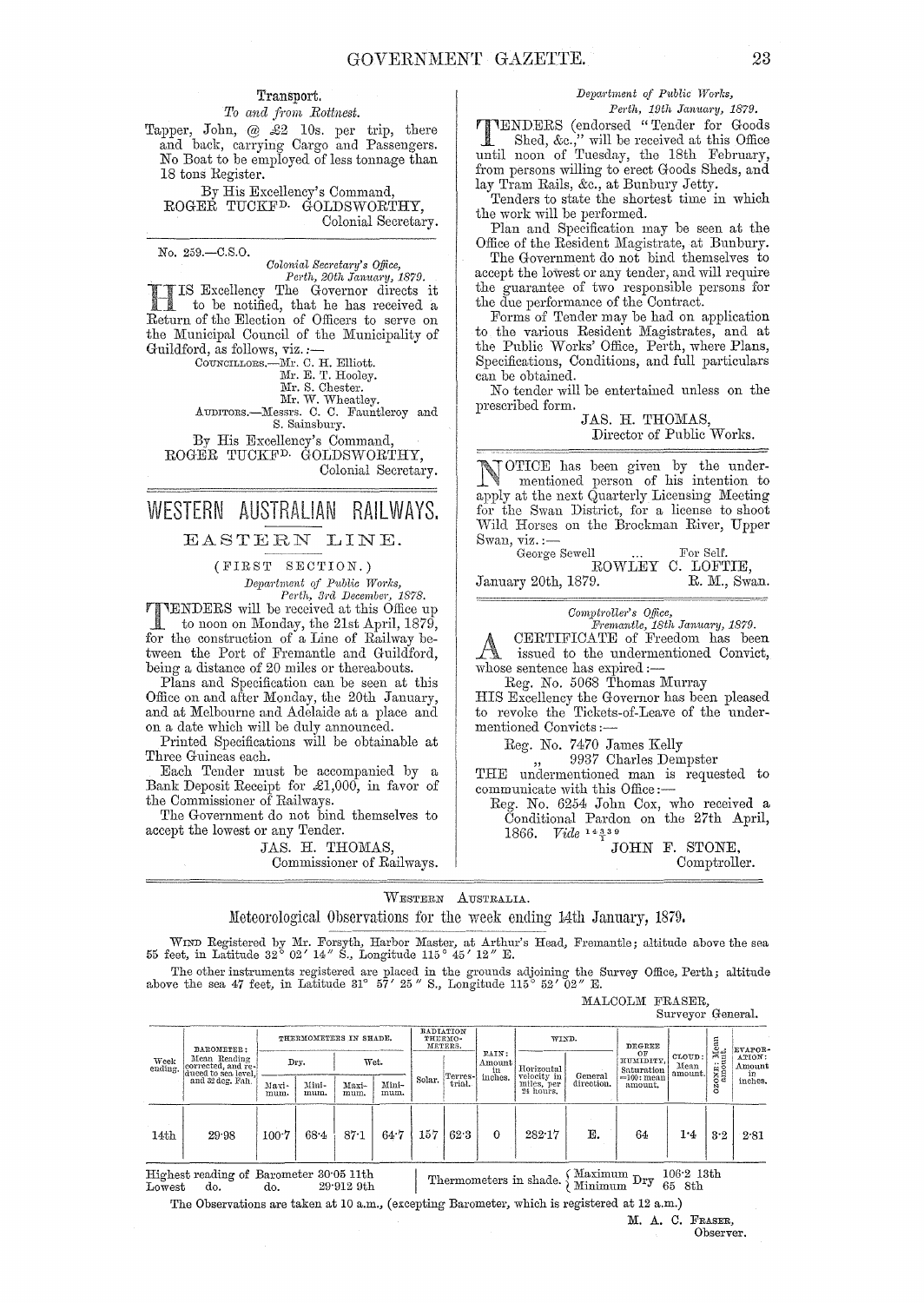### Transport.

*To and from Rottnest.*

Tapper, John, @ £2 10s. per trip, there and back, carrying Cargo and Passengers. No Boat to be employed of less tonnage than 18 tons Register.

By His Excellency's Command,
ROGER TUCKFD. GOLDSWORTHY,
Colonial Secretary.

---

No. 259.—C.S.O.

*Colonial Secretary's Office,*
*Perth, 20th January, 1879.*

HIS Excellency The Governor directs it to be notified, that he has received a Return of the Election of Officers to serve on the Municipal Council of the Municipality of Guildford, as follows, viz.:—

COUNCILLORS.—Mr. C. H. Elliott.
Mr. E. T. Hooley.
Mr. S. Chester.
Mr. W. Wheatley.
AUDITORS.—Messrs. C. C. Fauntleroy and S. Sainsbury.

By His Excellency's Command,
ROGER TUCKFD. GOLDSWORTHY,
Colonial Secretary.

# WESTERN AUSTRALIAN RAILWAYS.

## EASTERN LINE.

(FIRST SECTION.)

*Department of Public Works,*
*Perth, 3rd December, 1878.*

TENDERS will be received at this Office up to noon on Monday, the 21st April, 1879, for the construction of a Line of Railway between the Port of Fremantle and Guildford, being a distance of 20 miles or thereabouts.

Plans and Specification can be seen at this Office on and after Monday, the 20th January, and at Melbourne and Adelaide at a place and on a date which will be duly announced.

Printed Specifications will be obtainable at Three Guineas each.

Each Tender must be accompanied by a Bank Deposit Receipt for £1,000, in favor of the Commissioner of Railways.

The Government do not bind themselves to accept the lowest or any Tender.

JAS. H. THOMAS,
Commissioner of Railways.

---

*Department of Public Works,*
*Perth, 19th January, 1879.*

TENDERS (endorsed "Tender for Goods Shed, &c.,") will be received at this Office until noon of Tuesday, the 18th February, from persons willing to erect Goods Sheds, and lay Tram Rails, &c., at Bunbury Jetty.

Tenders to state the shortest time in which the work will be performed.

Plan and Specification may be seen at the Office of the Resident Magistrate, at Bunbury.

The Government do not bind themselves to accept the lowest or any tender, and will require the guarantee of two responsible persons for the due performance of the Contract.

Forms of Tender may be had on application to the various Resident Magistrates, and at the Public Works' Office, Perth, where Plans, Specifications, Conditions, and full particulars can be obtained.

No tender will be entertained unless on the prescribed form.

JAS. H. THOMAS,
Director of Public Works.

---

NOTICE has been given by the undermentioned person of his intention to apply at the next Quarterly Licensing Meeting for the Swan District, for a license to shoot Wild Horses on the Brockman River, Upper Swan, viz.:—

George Sewell ... For Self.

ROWLEY C. LOFTIE,
R. M., Swan.

January 20th, 1879.

---

*Comptroller's Office,*
*Fremantle, 18th January, 1879.*

A CERTIFICATE of Freedom has been issued to the undermentioned Convict, whose sentence has expired:—

Reg. No. 5068 Thomas Murray

HIS Excellency the Governor has been pleased to revoke the Tickets-of-Leave of the undermentioned Convicts:—

Reg. No. 7470 James Kelly
" 9937 Charles Dempster

THE undermentioned man is requested to communicate with this Office:—

Reg. No. 6254 John Cox, who received a Conditional Pardon on the 27th April, 1866. *Vide* 14339/1

JOHN F. STONE,
Comptroller.

---

WESTERN AUSTRALIA.

## Meteorological Observations for the week ending 14th January, 1879.

WIND Registered by Mr. Forsyth, Harbor Master, at Arthur's Head, Fremantle; altitude above the sea 55 feet, in Latitude 32° 02′ 14″ S., Longitude 115° 45′ 12″ E.

The other instruments registered are placed in the grounds adjoining the Survey Office, Perth; altitude above the sea 47 feet, in Latitude 31° 57′ 25″ S., Longitude 115° 52′ 02″ E.

MALCOLM FRASER,
Surveyor General.

| Week ending. | BAROMETER: Mean Reading corrected, and reduced to sea level, and 32 deg. Fah. | THERMOMETERS IN SHADE. | | | | RADIATION THERMOMETERS. | | RAIN: Amount in inches. | WIND. | | DEGREE OF HUMIDITY, Saturation =100: mean amount. | CLOUD: Mean amount. | OZONE: Mean amount. | EVAPORATION: Amount in inches. |
|---|---|---|---|---|---|---|---|---|---|---|---|---|---|---|
| | | Dry. | | Wet. | | | | | | | | | | |
| | | Maximum. | Minimum. | Maximum. | Minimum. | Solar. | Terrestrial. | | Horizontal velocity in miles, per 24 hours. | General direction. | | | | |
| 14th | 29·98 | 100·7 | 68·4 | 87·1 | 64·7 | 157 | 62·3 | 0 | 282·17 | E. | 64 | 1·4 | 3·2 | 2·81 |

Highest reading of Barometer 30·05 11th
Lowest do. do. 29·912 9th

Thermometers in shade. { Maximum Dry 106·2 13th; Minimum Dry 65 8th }

The Observations are taken at 10 a.m., (excepting Barometer, which is registered at 12 a.m.)

M. A. C. FRASER,
Observer.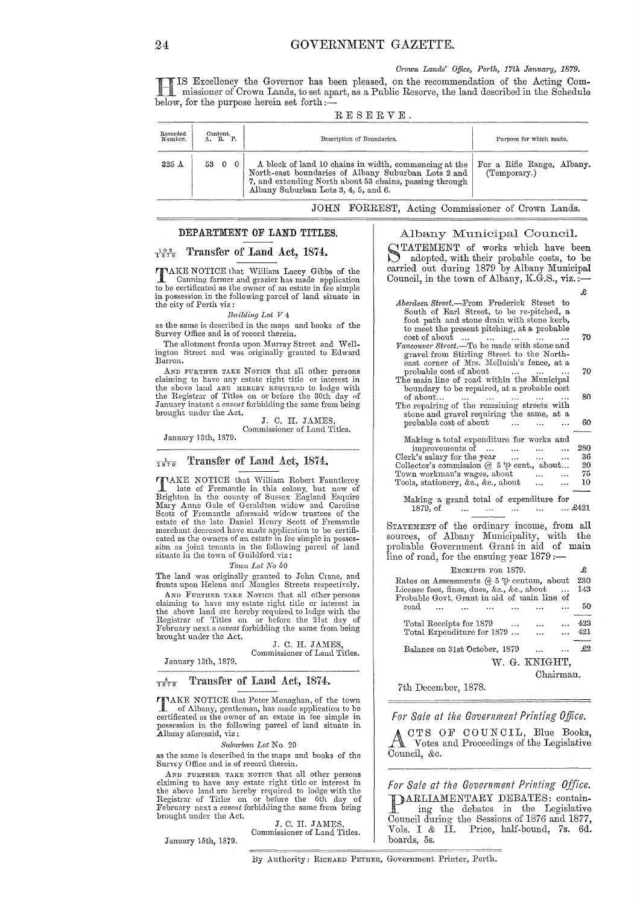*Crown Lands' Office, Perth, 17th January, 1879.*

HIS Excellency the Governor has been pleased, on the recommendation of the Acting Commissioner of Crown Lands, to set apart, as a Public Reserve, the land described in the Schedule below, for the purpose herein set forth:—

RESERVE.

| Recorded Number. | Content. A. R. P. | Description of Boundaries. | Purpose for which made. |
|---|---|---|---|
| 325 A | 53 0 0 | A block of land 10 chains in width, commencing at the North-east boundaries of Albany Suburban Lots 2 and 7, and extending North about 53 chains, passing through Albany Suburban Lots 3, 4, 5, and 6. | For a Rifle Range, Albany. (Temporary.) |

JOHN FORREST, Acting Commissioner of Crown Lands.

## DEPARTMENT OF LAND TITLES.

### 102/1878 Transfer of Land Act, 1874.

TAKE NOTICE that William Lacey Gibbs of the Canning farmer and grazier has made application to be certificated as the owner of an estate in fee simple in possession in the following parcel of land situate in the city of Perth viz:

*Building Lot V 4*

as the same is described in the maps and books of the Survey Office and is of record therein.

The allotment fronts upon Murray Street and Wellington Street and was originally granted to Edward Barron.

AND FURTHER TAKE NOTICE that all other persons claiming to have any estate right title or interest in the above land ARE HEREBY REQUIRED to lodge with the Registrar of Titles on or before the 30th day of January instant a *caveat* forbidding the same from being brought under the Act.

J. C. H. JAMES,
Commissioner of Land Titles.

January 13th, 1879.

### 1/1879 Transfer of Land Act, 1874.

TAKE NOTICE that William Robert Fauntleroy late of Fremantle in this colony, but now of Brighton in the county of Sussex England Esquire Mary Anne Gale of Geraldton widow and Caroline Scott of Fremantle aforesaid widow trustees of the estate of the late Daniel Henry Scott of Fremantle merchant deceased have made application to be certificated as the owners of an estate in fee simple in possession as joint tenants in the following parcel of land situate in the town of Guildford viz:

*Town Lot No 50*

The land was originally granted to John Crane, and fronts upon Helena and Mangles Streets respectively.

AND FURTHER TAKE NOTICE that all other persons claiming to have any estate right title or interest in the above land are hereby required to lodge with the Registrar of Titles on or before the 21st day of February next a *caveat* forbidding the same from being brought under the Act.

J. C. H. JAMES,
Commissioner of Land Titles.

January 13th, 1879.

### 4/1879 Transfer of Land Act, 1874.

TAKE NOTICE that Peter Monaghan, of the town of Albany, gentleman, has made application to be certificated as the owner of an estate in fee simple in possession in the following parcel of land situate in Albany aforesaid, viz:

*Suburban Lot* No. 29

as the same is described in the maps and books of the Survey Office and is of record therein.

AND FURTHER TAKE NOTICE that all other persons claiming to have any estate right title or interest in the above land are hereby required to lodge with the Registrar of Titles on or before the 6th day of February next a *caveat* forbidding the same from being brought under the Act.

J. C. H. JAMES,
Commissioner of Land Titles.

January 15th, 1879.

## Albany Municipal Council.

STATEMENT of works which have been adopted, with their probable costs, to be carried out during 1879 by Albany Municipal Council, in the town of Albany, K.G.S., viz.:—

| | £ |
|---|---|
| *Aberdeen Street.*—From Frederick Street to South of Earl Street, to be re-pitched, a foot path and stone drain with stone kerb, to meet the present pitching, at a probable cost of about ... | 70 |
| *Vancouver Street.*—To be made with stone and gravel from Stirling Street to the North-east corner of Mrs. Melluish's fence, at a probable cost of about ... | 70 |
| The main line of road within the Municipal boundary to be repaired, at a probable cost of about... | 80 |
| The repairing of the remaining streets with stone and gravel requiring the same, at a probable cost of about ... | 60 |
| Making a total expenditure for works and improvements of ... | 280 |
| Clerk's salary for the year ... | 36 |
| Collector's commission @ 5 ℔ cent., about... | 20 |
| Town workman's wages, about ... | 75 |
| Tools, stationery, &c., &c., about ... | 10 |
| Making a grand total of expenditure for 1879, of ... | £421 |

STATEMENT of the ordinary income, from all sources, of Albany Municipality, with the probable Government Grant in aid of main line of road, for the ensuing year 1879:—

| RECEIPTS FOR 1879. | £ |
|---|---|
| Rates on Assessments @ 5 ℔ centum, about | 230 |
| License fees, fines, dues, &c., &c., about ... | 143 |
| Probable Govt. Grant in aid of main line of road ... | 50 |
| Total Receipts for 1879 ... | 423 |
| Total Expenditure for 1879 ... | 421 |
| Balance on 31st October, 1879 ... | £2 |

W. G. KNIGHT,
Chairman.

7th December, 1878.

*For Sale at the Government Printing Office.*

ACTS OF COUNCIL, Blue Books, Votes and Proceedings of the Legislative Council, &c.

*For Sale at the Government Printing Office.*

PARLIAMENTARY DEBATES: containing the debates in the Legislative Council during the Sessions of 1876 and 1877, Vols. I & II. Price, half-bound, 7s. 6d. boards, 5s.

By Authority: RICHARD PETHER, Government Printer, Perth.